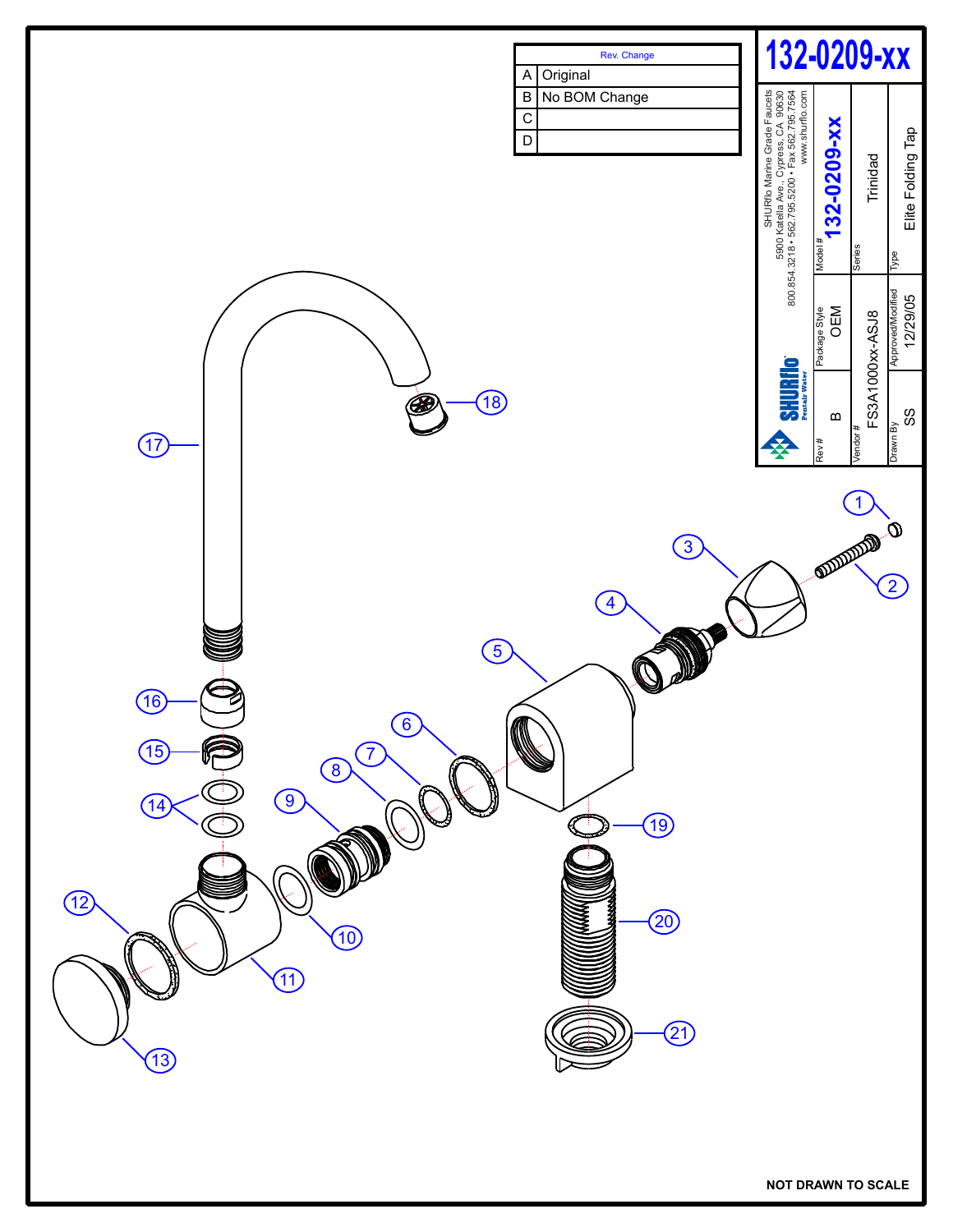# 132-0209-xx

| Rev. | Change |
|---|---|
| A | Original |
| B | No BOM Change |
| C | |
| D | |

SHURflo Marine Grade Faucets
5900 Katella Ave., Cypress, CA 90630
800.854.3218 • 562.795.5200 • Fax 562.795.7564
www.shurflo.com

SHURflo Pentair Water

| Rev # | Package Style | Model # |
|---|---|---|
| B | OEM | 132-0209-xx |

| Vendor # | Series |
|---|---|
| FS3A1000xx-ASJ8 | Trinidad |

| Drawn By | Approved/Modified | Type |
|---|---|---|
| SS | 12/29/05 | Elite Folding Tap |

1, 2, 3, 4, 5, 6, 7, 8, 9, 10, 11, 12, 13, 14, 15, 16, 17, 18, 19, 20, 21

NOT DRAWN TO SCALE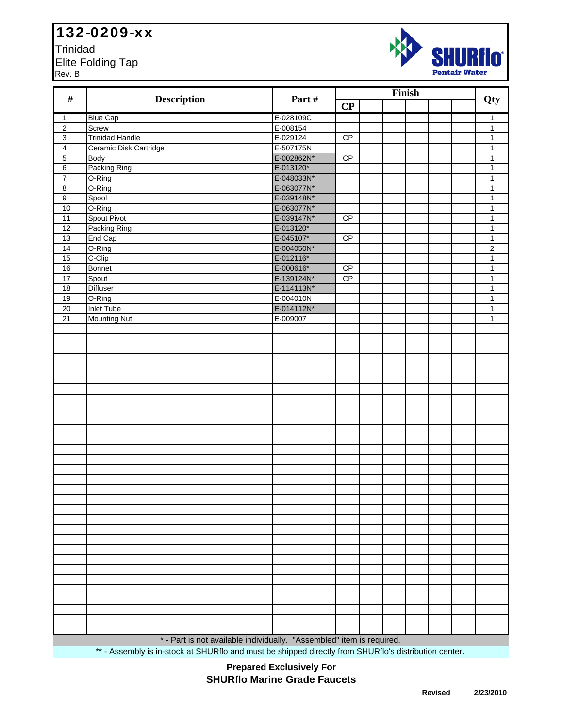# 132-0209-xx

Trinidad
Elite Folding Tap
Rev. B

SHURflo
Pentair Water

| # | Description | Part # | Finish | | | | | | Qty |
|---|---|---|---|---|---|---|---|---|---|
| | | | CP | | | | | | |
| 1 | Blue Cap | E-028109C | | | | | | | 1 |
| 2 | Screw | E-008154 | | | | | | | 1 |
| 3 | Trinidad Handle | E-029124 | CP | | | | | | 1 |
| 4 | Ceramic Disk Cartridge | E-507175N | | | | | | | 1 |
| 5 | Body | E-002862N* | CP | | | | | | 1 |
| 6 | Packing Ring | E-013120* | | | | | | | 1 |
| 7 | O-Ring | E-048033N* | | | | | | | 1 |
| 8 | O-Ring | E-063077N* | | | | | | | 1 |
| 9 | Spool | E-039148N* | | | | | | | 1 |
| 10 | O-Ring | E-063077N* | | | | | | | 1 |
| 11 | Spout Pivot | E-039147N* | CP | | | | | | 1 |
| 12 | Packing Ring | E-013120* | | | | | | | 1 |
| 13 | End Cap | E-045107* | CP | | | | | | 1 |
| 14 | O-Ring | E-004050N* | | | | | | | 2 |
| 15 | C-Clip | E-012116* | | | | | | | 1 |
| 16 | Bonnet | E-000616* | CP | | | | | | 1 |
| 17 | Spout | E-139124N* | CP | | | | | | 1 |
| 18 | Diffuser | E-114113N* | | | | | | | 1 |
| 19 | O-Ring | E-004010N | | | | | | | 1 |
| 20 | Inlet Tube | E-014112N* | | | | | | | 1 |
| 21 | Mounting Nut | E-009007 | | | | | | | 1 |

\* - Part is not available individually. "Assembled" item is required.

\*\* - Assembly is in-stock at SHURflo and must be shipped directly from SHURflo's distribution center.

**Prepared Exclusively For**
**SHURflo Marine Grade Faucets**

**Revised** **2/23/2010**